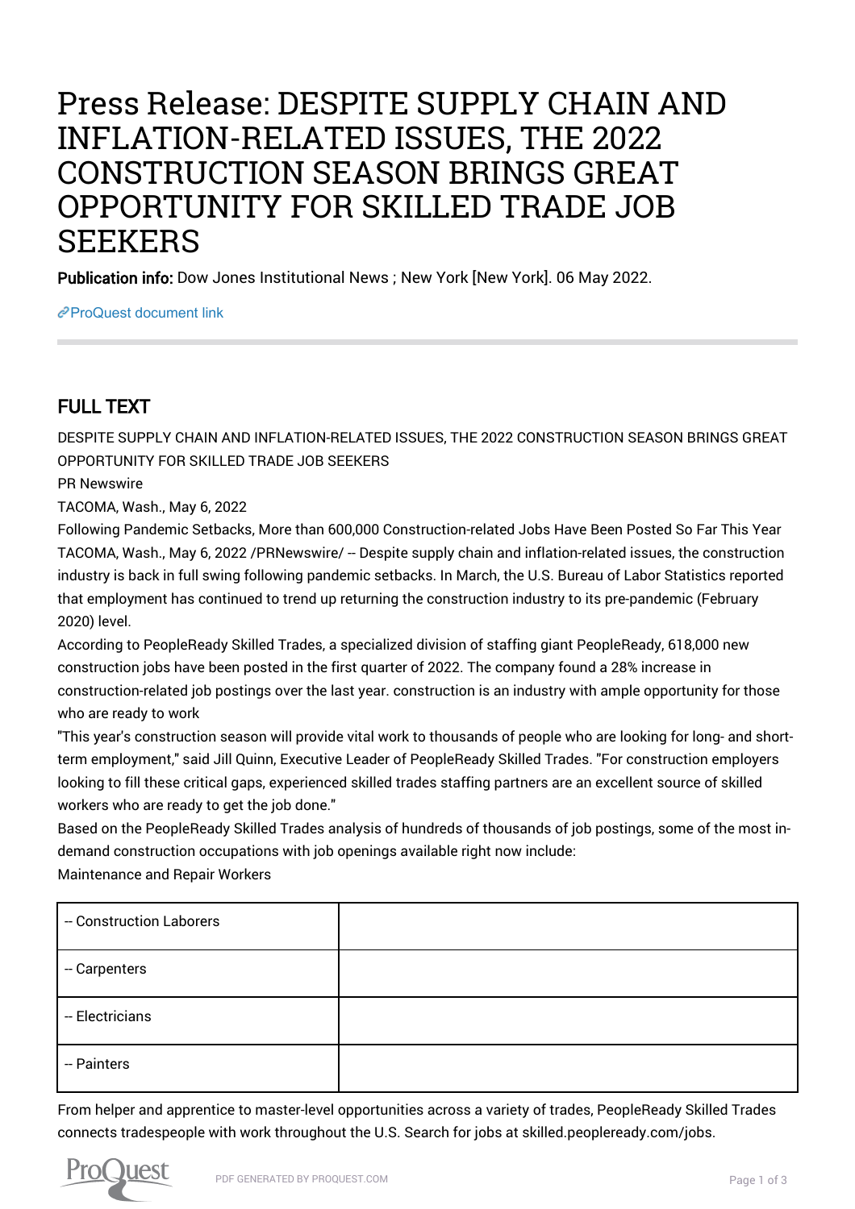# Press Release: DESPITE SUPPLY CHAIN AND INFLATION-RELATED ISSUES, THE 2022 CONSTRUCTION SEASON BRINGS GREAT OPPORTUNITY FOR SKILLED TRADE JOB SEEKERS

**Publication info:** Dow Jones Institutional News ; New York [New York]. 06 May 2022.

ProQuest document link

## FULL TEXT

DESPITE SUPPLY CHAIN AND INFLATION-RELATED ISSUES, THE 2022 CONSTRUCTION SEASON BRINGS GREAT OPPORTUNITY FOR SKILLED TRADE JOB SEEKERS

PR Newswire

TACOMA, Wash., May 6, 2022

Following Pandemic Setbacks, More than 600,000 Construction-related Jobs Have Been Posted So Far This Year

TACOMA, Wash., May 6, 2022 /PRNewswire/ -- Despite supply chain and inflation-related issues, the construction industry is back in full swing following pandemic setbacks. In March, the U.S. Bureau of Labor Statistics reported that employment has continued to trend up returning the construction industry to its pre-pandemic (February 2020) level.

According to PeopleReady Skilled Trades, a specialized division of staffing giant PeopleReady, 618,000 new construction jobs have been posted in the first quarter of 2022. The company found a 28% increase in construction-related job postings over the last year. construction is an industry with ample opportunity for those who are ready to work

"This year's construction season will provide vital work to thousands of people who are looking for long- and short-term employment," said Jill Quinn, Executive Leader of PeopleReady Skilled Trades. "For construction employers looking to fill these critical gaps, experienced skilled trades staffing partners are an excellent source of skilled workers who are ready to get the job done."

Based on the PeopleReady Skilled Trades analysis of hundreds of thousands of job postings, some of the most in-demand construction occupations with job openings available right now include:

Maintenance and Repair Workers

| -- Construction Laborers | |
|---|---|
| -- Carpenters | |
| -- Electricians | |
| -- Painters | |

From helper and apprentice to master-level opportunities across a variety of trades, PeopleReady Skilled Trades connects tradespeople with work throughout the U.S. Search for jobs at skilled.peopleready.com/jobs.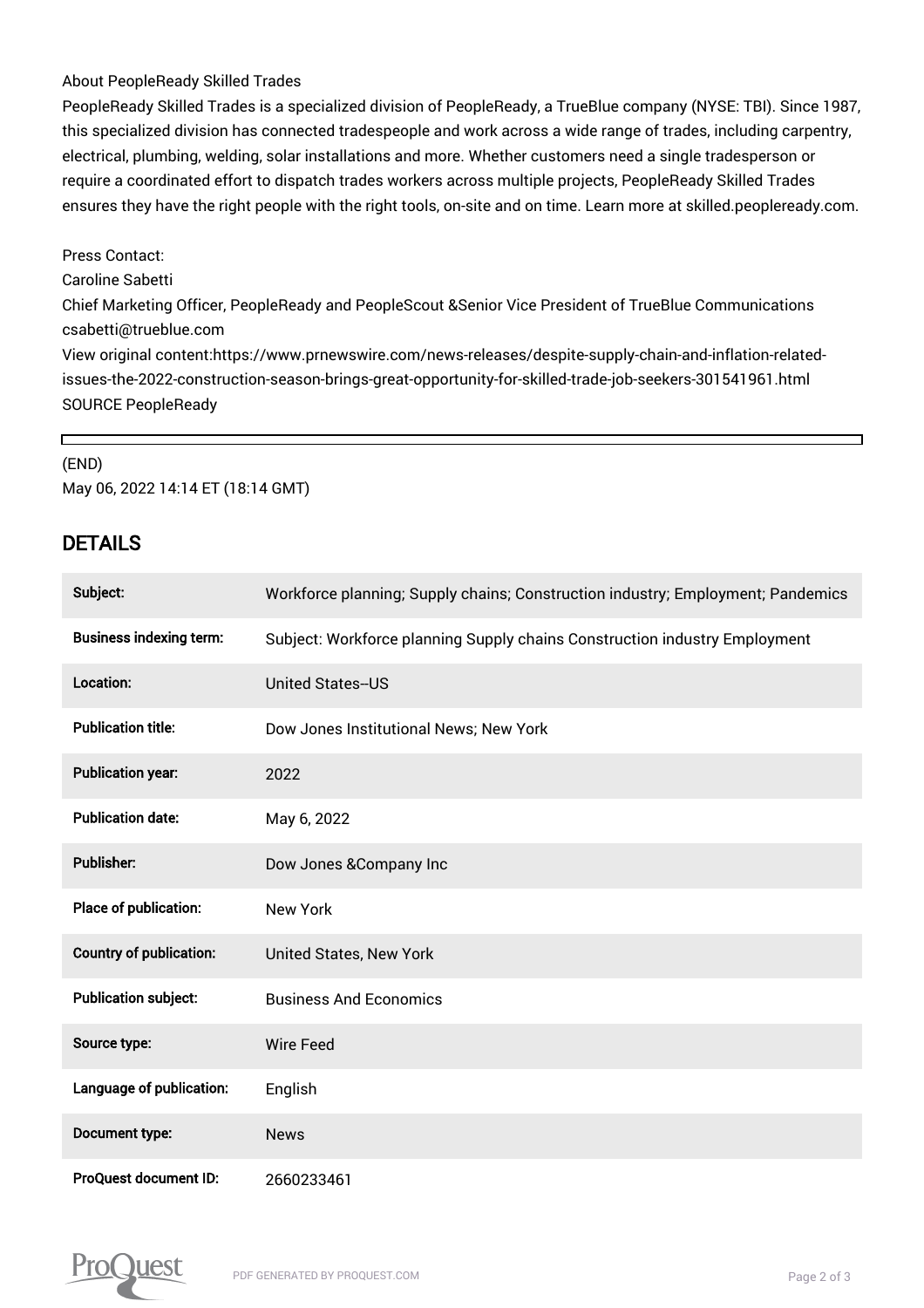About PeopleReady Skilled Trades

PeopleReady Skilled Trades is a specialized division of PeopleReady, a TrueBlue company (NYSE: TBI). Since 1987, this specialized division has connected tradespeople and work across a wide range of trades, including carpentry, electrical, plumbing, welding, solar installations and more. Whether customers need a single tradesperson or require a coordinated effort to dispatch trades workers across multiple projects, PeopleReady Skilled Trades ensures they have the right people with the right tools, on-site and on time. Learn more at skilled.peopleready.com.

Press Contact:
Caroline Sabetti
Chief Marketing Officer, PeopleReady and PeopleScout &Senior Vice President of TrueBlue Communications
csabetti@trueblue.com
View original content:https://www.prnewswire.com/news-releases/despite-supply-chain-and-inflation-related-issues-the-2022-construction-season-brings-great-opportunity-for-skilled-trade-job-seekers-301541961.html
SOURCE PeopleReady

---

(END)
May 06, 2022 14:14 ET (18:14 GMT)

## DETAILS

| | |
|---|---|
| **Subject:** | Workforce planning; Supply chains; Construction industry; Employment; Pandemics |
| **Business indexing term:** | Subject: Workforce planning Supply chains Construction industry Employment |
| **Location:** | United States--US |
| **Publication title:** | Dow Jones Institutional News; New York |
| **Publication year:** | 2022 |
| **Publication date:** | May 6, 2022 |
| **Publisher:** | Dow Jones &Company Inc |
| **Place of publication:** | New York |
| **Country of publication:** | United States, New York |
| **Publication subject:** | Business And Economics |
| **Source type:** | Wire Feed |
| **Language of publication:** | English |
| **Document type:** | News |
| **ProQuest document ID:** | 2660233461 |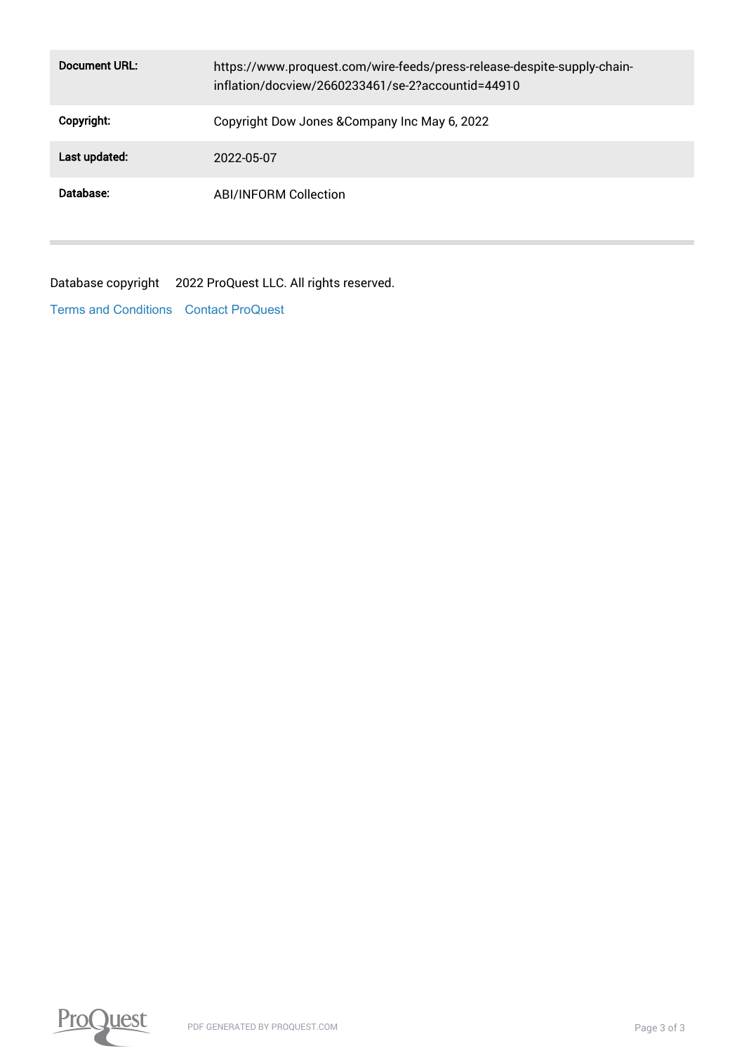| | |
|---|---|
| **Document URL:** | https://www.proquest.com/wire-feeds/press-release-despite-supply-chain-inflation/docview/2660233461/se-2?accountid=44910 |
| **Copyright:** | Copyright Dow Jones &Company Inc May 6, 2022 |
| **Last updated:** | 2022-05-07 |
| **Database:** | ABI/INFORM Collection |

Database copyright 2022 ProQuest LLC. All rights reserved.

Terms and Conditions Contact ProQuest